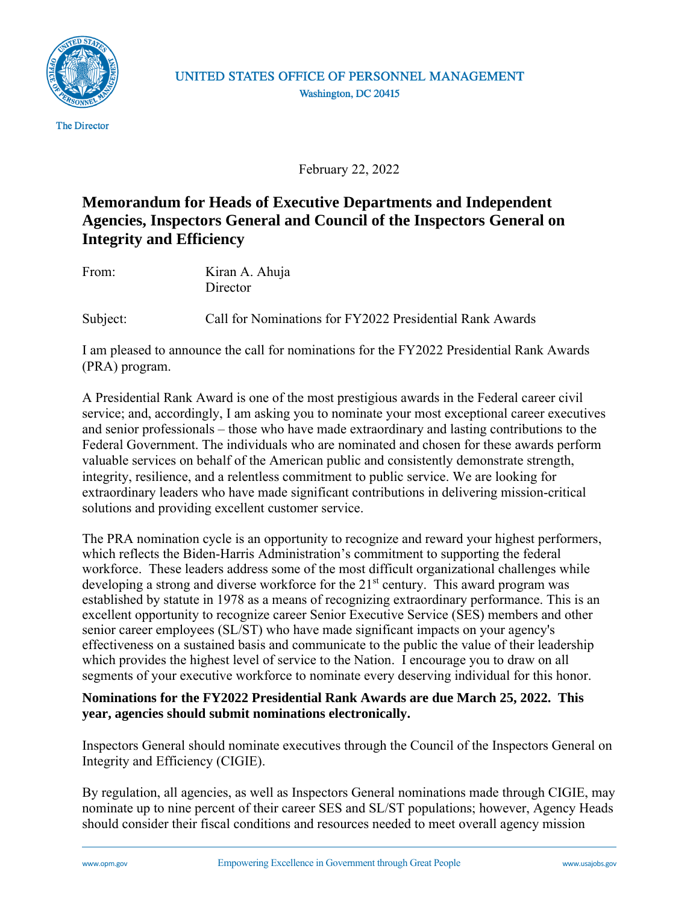UNITED STATES OFFICE OF PERSONNEL MANAGEMENT
Washington, DC 20415

The Director

February 22, 2022

## Memorandum for Heads of Executive Departments and Independent Agencies, Inspectors General and Council of the Inspectors General on Integrity and Efficiency

From: Kiran A. Ahuja
Director

Subject: Call for Nominations for FY2022 Presidential Rank Awards

I am pleased to announce the call for nominations for the FY2022 Presidential Rank Awards (PRA) program.

A Presidential Rank Award is one of the most prestigious awards in the Federal career civil service; and, accordingly, I am asking you to nominate your most exceptional career executives and senior professionals – those who have made extraordinary and lasting contributions to the Federal Government. The individuals who are nominated and chosen for these awards perform valuable services on behalf of the American public and consistently demonstrate strength, integrity, resilience, and a relentless commitment to public service. We are looking for extraordinary leaders who have made significant contributions in delivering mission-critical solutions and providing excellent customer service.

The PRA nomination cycle is an opportunity to recognize and reward your highest performers, which reflects the Biden-Harris Administration's commitment to supporting the federal workforce. These leaders address some of the most difficult organizational challenges while developing a strong and diverse workforce for the 21st century. This award program was established by statute in 1978 as a means of recognizing extraordinary performance. This is an excellent opportunity to recognize career Senior Executive Service (SES) members and other senior career employees (SL/ST) who have made significant impacts on your agency's effectiveness on a sustained basis and communicate to the public the value of their leadership which provides the highest level of service to the Nation. I encourage you to draw on all segments of your executive workforce to nominate every deserving individual for this honor.

**Nominations for the FY2022 Presidential Rank Awards are due March 25, 2022. This year, agencies should submit nominations electronically.**

Inspectors General should nominate executives through the Council of the Inspectors General on Integrity and Efficiency (CIGIE).

By regulation, all agencies, as well as Inspectors General nominations made through CIGIE, may nominate up to nine percent of their career SES and SL/ST populations; however, Agency Heads should consider their fiscal conditions and resources needed to meet overall agency mission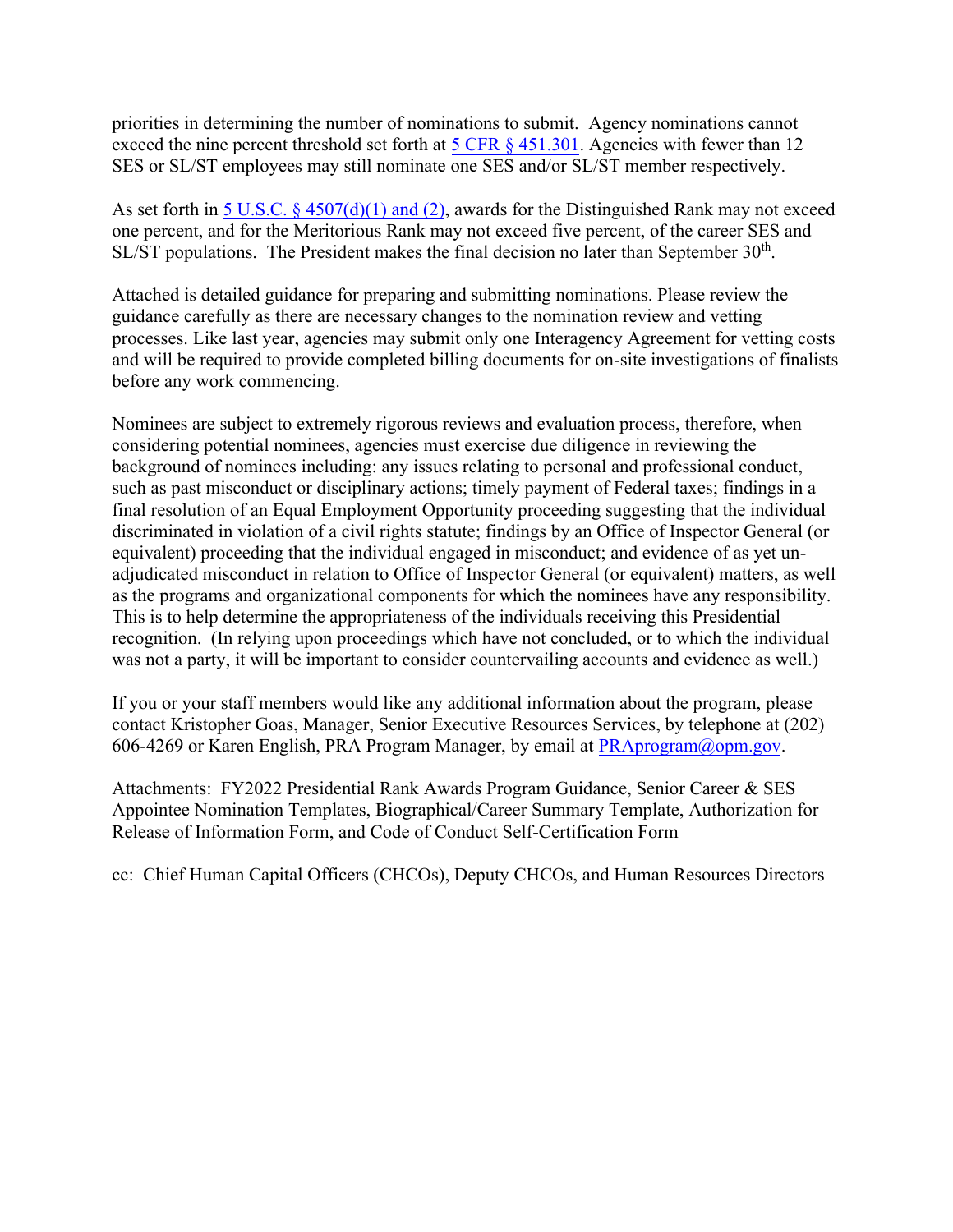priorities in determining the number of nominations to submit. Agency nominations cannot exceed the nine percent threshold set forth at 5 CFR § 451.301. Agencies with fewer than 12 SES or SL/ST employees may still nominate one SES and/or SL/ST member respectively.

As set forth in 5 U.S.C. § 4507(d)(1) and (2), awards for the Distinguished Rank may not exceed one percent, and for the Meritorious Rank may not exceed five percent, of the career SES and SL/ST populations. The President makes the final decision no later than September 30th.

Attached is detailed guidance for preparing and submitting nominations. Please review the guidance carefully as there are necessary changes to the nomination review and vetting processes. Like last year, agencies may submit only one Interagency Agreement for vetting costs and will be required to provide completed billing documents for on-site investigations of finalists before any work commencing.

Nominees are subject to extremely rigorous reviews and evaluation process, therefore, when considering potential nominees, agencies must exercise due diligence in reviewing the background of nominees including: any issues relating to personal and professional conduct, such as past misconduct or disciplinary actions; timely payment of Federal taxes; findings in a final resolution of an Equal Employment Opportunity proceeding suggesting that the individual discriminated in violation of a civil rights statute; findings by an Office of Inspector General (or equivalent) proceeding that the individual engaged in misconduct; and evidence of as yet un-adjudicated misconduct in relation to Office of Inspector General (or equivalent) matters, as well as the programs and organizational components for which the nominees have any responsibility. This is to help determine the appropriateness of the individuals receiving this Presidential recognition. (In relying upon proceedings which have not concluded, or to which the individual was not a party, it will be important to consider countervailing accounts and evidence as well.)

If you or your staff members would like any additional information about the program, please contact Kristopher Goas, Manager, Senior Executive Resources Services, by telephone at (202) 606-4269 or Karen English, PRA Program Manager, by email at PRAprogram@opm.gov.

Attachments: FY2022 Presidential Rank Awards Program Guidance, Senior Career & SES Appointee Nomination Templates, Biographical/Career Summary Template, Authorization for Release of Information Form, and Code of Conduct Self-Certification Form

cc: Chief Human Capital Officers (CHCOs), Deputy CHCOs, and Human Resources Directors